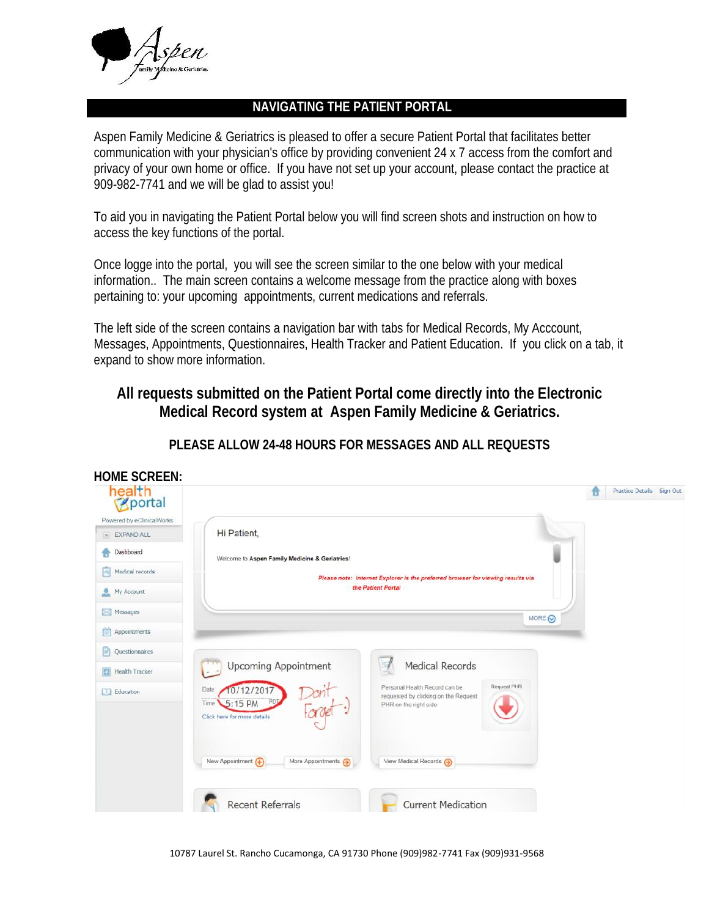# NAVIGATING THE PATIENT PORTAL

Aspen Family Medicine & Geriatrics is pleased to offer a secure Patient Portal that facilitates better communication with your physician's office by providing convenient 24 x 7 access from the comfort and privacy of your own home or office. If you have not set up your account, please contact the practice at 909-982-7741 and we will be glad to assist you!

To aid you in navigating the Patient Portal below you will find screen shots and instruction on how to access the key functions of the portal.

Once logge into the portal, you will see the screen similar to the one below with your medical information.. The main screen contains a welcome message from the practice along with boxes pertaining to: your upcoming appointments, current medications and referrals.

The left side of the screen contains a navigation bar with tabs for Medical Records, My Acccount, Messages, Appointments, Questionnaires, Health Tracker and Patient Education. If you click on a tab, it expand to show more information.

## All requests submitted on the Patient Portal come directly into the Electronic Medical Record system at Aspen Family Medicine & Geriatrics.

### PLEASE ALLOW 24-48 HOURS FOR MESSAGES AND ALL REQUESTS

**HOME SCREEN:**

health portal
Powered by eClinicalWorks

- EXPAND ALL
- Dashboard
- Medical records
- My Account
- Messages
- Appointments
- Questionnaires
- Health Tracker
- Education

Practice Details | Sign Out

Hi Patient,

Welcome to **Aspen Family Medicine & Geriatrics**!

*Please note: Internet Explorer is the preferred browser for viewing results via the Patient Portal*

MORE

**Upcoming Appointment**

Date 10/12/2017
Time 5:15 PM PDT
Click here for more details

Don't Forget :)

New Appointment | More Appointments

**Medical Records**

Personal Health Record can be requested by clicking on the Request PHR on the right side

Request PHR

View Medical Records

**Recent Referrals**

**Current Medication**

10787 Laurel St. Rancho Cucamonga, CA 91730 Phone (909)982-7741 Fax (909)931-9568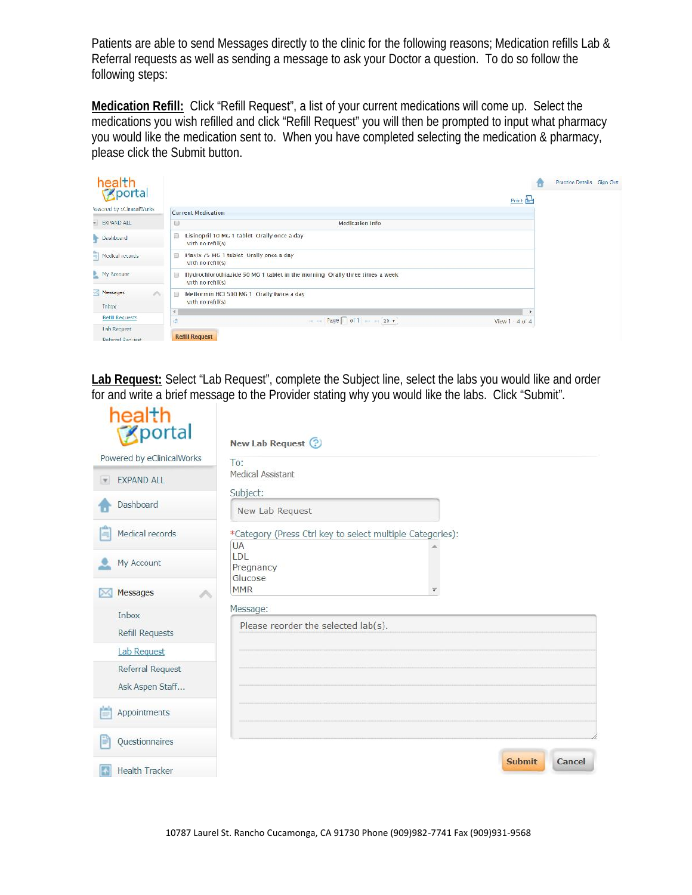Patients are able to send Messages directly to the clinic for the following reasons; Medication refills Lab & Referral requests as well as sending a message to ask your Doctor a question. To do so follow the following steps:

**Medication Refill:** Click "Refill Request", a list of your current medications will come up. Select the medications you wish refilled and click "Refill Request" you will then be prompted to input what pharmacy you would like the medication sent to. When you have completed selecting the medication & pharmacy, please click the Submit button.

**Lab Request:** Select "Lab Request", complete the Subject line, select the labs you would like and order for and write a brief message to the Provider stating why you would like the labs. Click "Submit".

10787 Laurel St. Rancho Cucamonga, CA 91730 Phone (909)982-7741 Fax (909)931-9568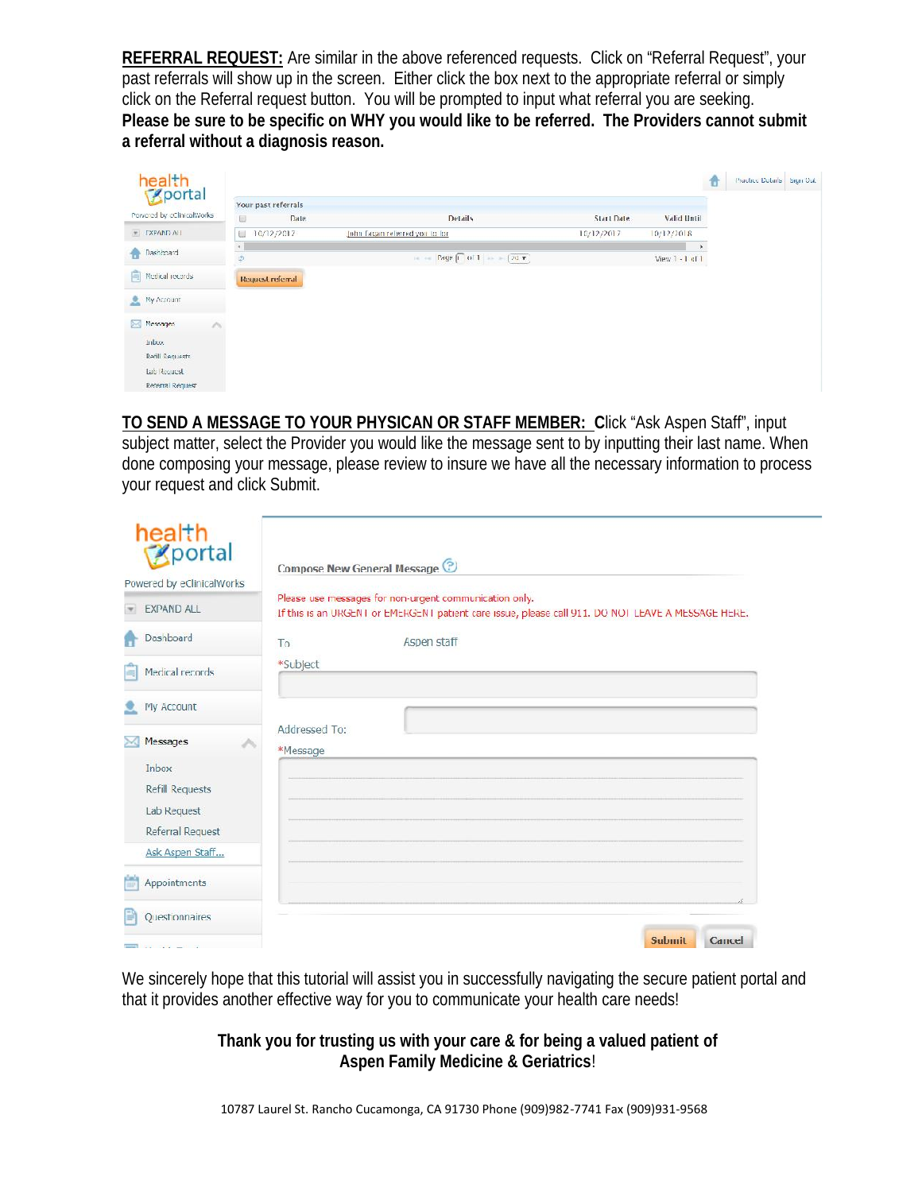**REFERRAL REQUEST:** Are similar in the above referenced requests. Click on "Referral Request", your past referrals will show up in the screen. Either click the box next to the appropriate referral or simply click on the Referral request button. You will be prompted to input what referral you are seeking. **Please be sure to be specific on WHY you would like to be referred. The Providers cannot submit a referral without a diagnosis reason.**

**TO SEND A MESSAGE TO YOUR PHYSICAN OR STAFF MEMBER:** Click "Ask Aspen Staff", input subject matter, select the Provider you would like the message sent to by inputting their last name. When done composing your message, please review to insure we have all the necessary information to process your request and click Submit.

We sincerely hope that this tutorial will assist you in successfully navigating the secure patient portal and that it provides another effective way for you to communicate your health care needs!

**Thank you for trusting us with your care & for being a valued patient of Aspen Family Medicine & Geriatrics!**

10787 Laurel St. Rancho Cucamonga, CA 91730 Phone (909)982-7741 Fax (909)931-9568